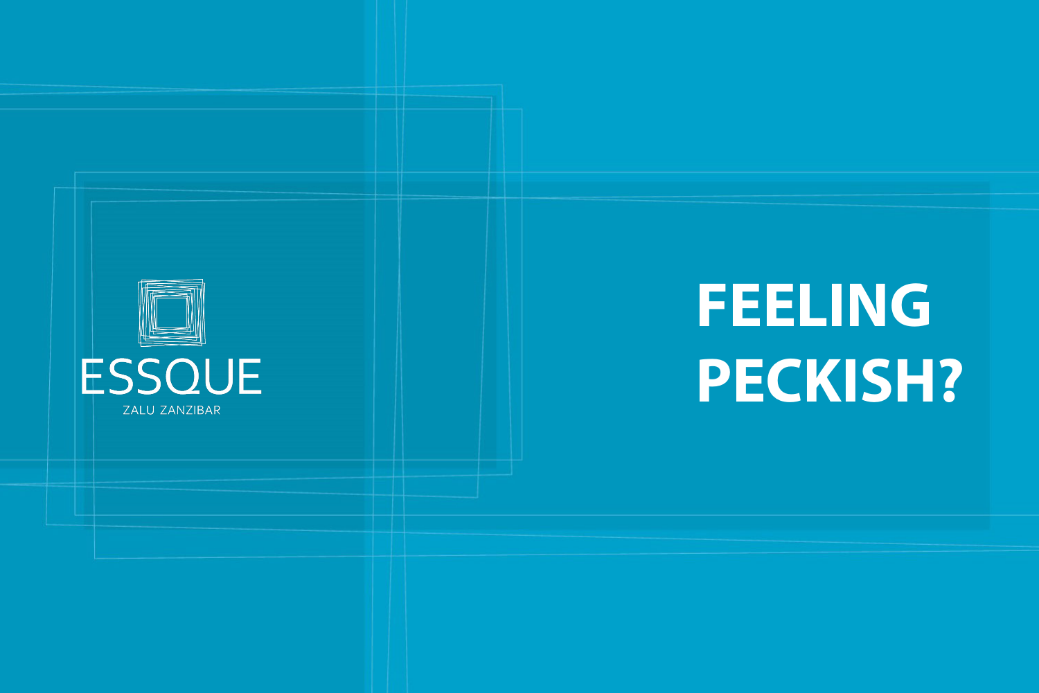ESSQUE

ZALU ZANZIBAR

# FEELING PECKISH?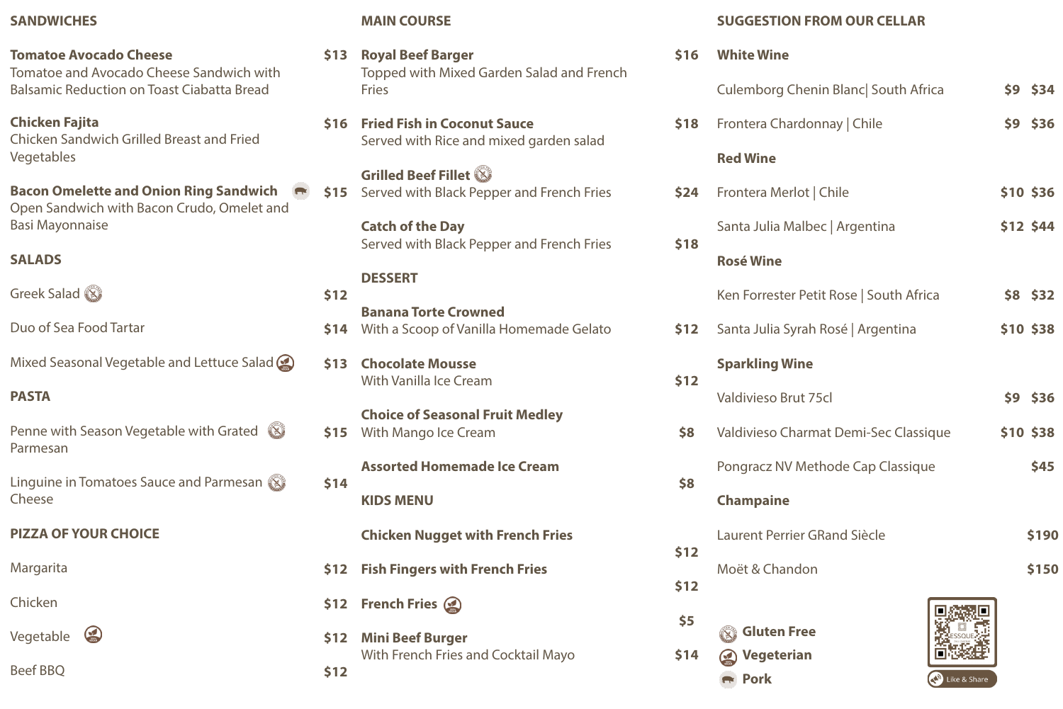## SANDWICHES

**Tomatoe Avocado Cheese** — $13
Tomatoe and Avocado Cheese Sandwich with Balsamic Reduction on Toast Ciabatta Bread

**Chicken Fajita** — $16
Chicken Sandwich Grilled Breast and Fried Vegetables

**Bacon Omelette and Onion Ring Sandwich** (Pork) — $15
Open Sandwich with Bacon Crudo, Omelet and Basi Mayonnaise

## SALADS

Greek Salad (Gluten Free) — $12

Duo of Sea Food Tartar — $14

Mixed Seasonal Vegetable and Lettuce Salad (Vegeterian) — $13

## PASTA

Penne with Season Vegetable with Grated Parmesan (Gluten Free) — $15

Linguine in Tomatoes Sauce and Parmesan Cheese (Gluten Free) — $14

## PIZZA OF YOUR CHOICE

Margarita — $12

Chicken — $12

Vegetable (Vegeterian) — $12

Beef BBQ — $12

## MAIN COURSE

**Royal Beef Barger** — $16
Topped with Mixed Garden Salad and French Fries

**Fried Fish in Coconut Sauce** — $18
Served with Rice and mixed garden salad

**Grilled Beef Fillet** (Gluten Free) — $24
Served with Black Pepper and French Fries

**Catch of the Day** — $18
Served with Black Pepper and French Fries

## DESSERT

**Banana Torte Crowned** — $12
With a Scoop of Vanilla Homemade Gelato

**Chocolate Mousse** — $12
With Vanilla Ice Cream

**Choice of Seasonal Fruit Medley** — $8
With Mango Ice Cream

**Assorted Homemade Ice Cream** — $8

## KIDS MENU

**Chicken Nugget with French Fries** — $12

**Fish Fingers with French Fries** — $12

**French Fries** (Vegeterian) — $5

**Mini Beef Burger** — $14
With French Fries and Cocktail Mayo

## SUGGESTION FROM OUR CELLAR

### White Wine

| | | |
|---|---|---|
| Culemborg Chenin Blanc\| South Africa | $9 | $34 |
| Frontera Chardonnay \| Chile | $9 | $36 |

### Red Wine

| | | |
|---|---|---|
| Frontera Merlot \| Chile | $10 | $36 |
| Santa Julia Malbec \| Argentina | $12 | $44 |

### Rosé Wine

| | | |
|---|---|---|
| Ken Forrester Petit Rose \| South Africa | $8 | $32 |
| Santa Julia Syrah Rosé \| Argentina | $10 | $38 |

### Sparkling Wine

| | | |
|---|---|---|
| Valdivieso Brut 75cl | $9 | $36 |
| Valdivieso Charmat Demi-Sec Classique | $10 | $38 |
| Pongracz NV Methode Cap Classique | | $45 |

### Champaine

| | | |
|---|---|---|
| Laurent Perrier GRand Siècle | | $190 |
| Moët & Chandon | | $150 |

Gluten Free
Vegeterian
Pork

Like & Share